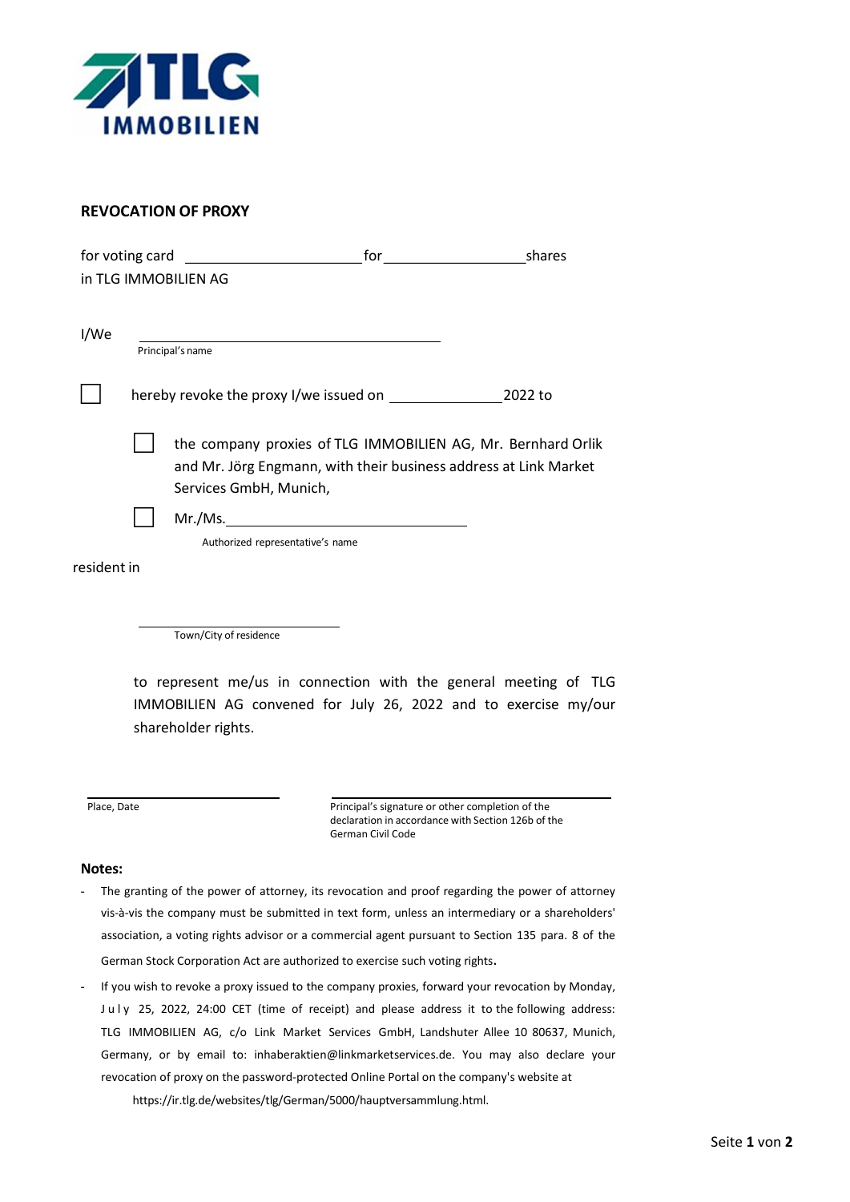## REVOCATION OF PROXY

for voting card ______________________ for __________________ shares
in TLG IMMOBILIEN AG

I/We ______________________________________
Principal's name

☐ hereby revoke the proxy I/we issued on ______________ 2022 to

☐ the company proxies of TLG IMMOBILIEN AG, Mr. Bernhard Orlik and Mr. Jörg Engmann, with their business address at Link Market Services GmbH, Munich,

☐ Mr./Ms. ______________________________
Authorized representative's name

resident in

__________________________
Town/City of residence

to represent me/us in connection with the general meeting of TLG IMMOBILIEN AG convened for July 26, 2022 and to exercise my/our shareholder rights.

________________________
Place, Date

________________________________________
Principal's signature or other completion of the declaration in accordance with Section 126b of the German Civil Code

**Notes:**

- The granting of the power of attorney, its revocation and proof regarding the power of attorney vis-à-vis the company must be submitted in text form, unless an intermediary or a shareholders' association, a voting rights advisor or a commercial agent pursuant to Section 135 para. 8 of the German Stock Corporation Act are authorized to exercise such voting rights.
- If you wish to revoke a proxy issued to the company proxies, forward your revocation by Monday, July 25, 2022, 24:00 CET (time of receipt) and please address it to the following address: TLG IMMOBILIEN AG, c/o Link Market Services GmbH, Landshuter Allee 10 80637, Munich, Germany, or by email to: inhaberaktien@linkmarketservices.de. You may also declare your revocation of proxy on the password-protected Online Portal on the company's website at https://ir.tlg.de/websites/tlg/German/5000/hauptversammlung.html.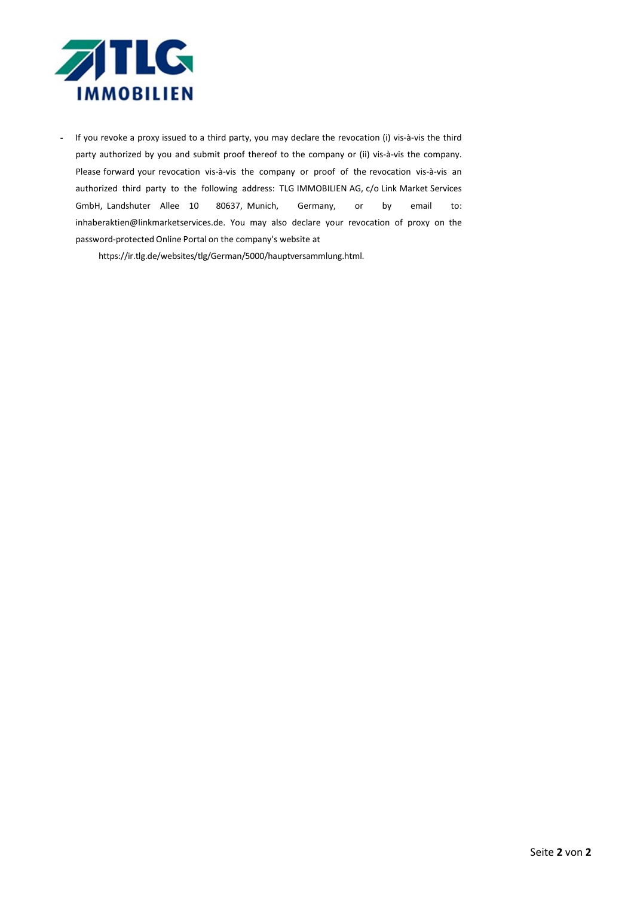- If you revoke a proxy issued to a third party, you may declare the revocation (i) vis-à-vis the third party authorized by you and submit proof thereof to the company or (ii) vis-à-vis the company. Please forward your revocation vis-à-vis the company or proof of the revocation vis-à-vis an authorized third party to the following address: TLG IMMOBILIEN AG, c/o Link Market Services GmbH, Landshuter Allee 10 80637, Munich, Germany, or by email to: inhaberaktien@linkmarketservices.de. You may also declare your revocation of proxy on the password-protected Online Portal on the company's website at

  https://ir.tlg.de/websites/tlg/German/5000/hauptversammlung.html.